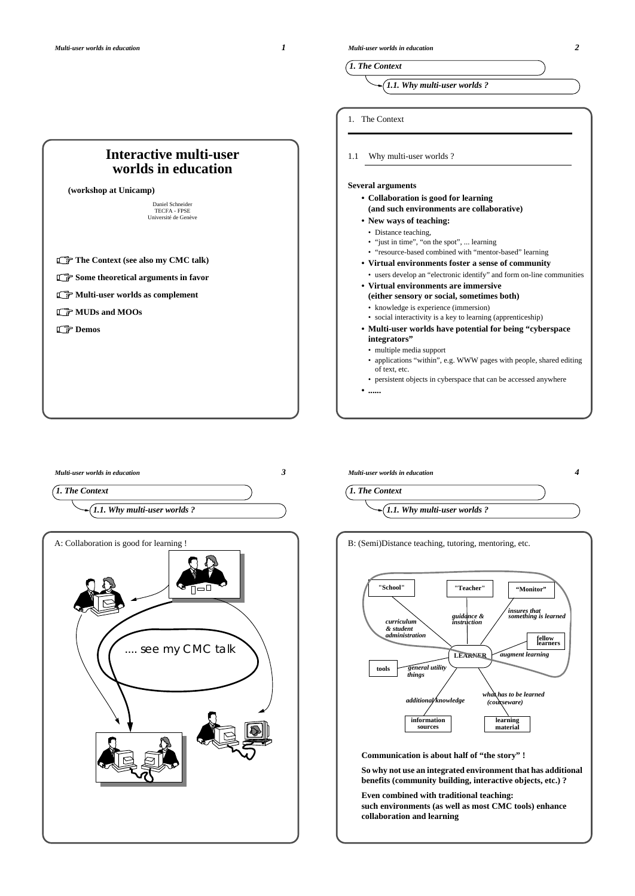# Interactive multi-user worlds in education

**(workshop at Unicamp)**

Daniel Schneider
TECFA - FPSE
Université de Genève

- **The Context (see also my CMC talk)**
- **Some theoretical arguments in favor**
- **Multi-user worlds as complement**
- **MUDs and MOOs**
- **Demos**

## 1. The Context

### 1.1 Why multi-user worlds ?

**Several arguments**

- **Collaboration is good for learning (and such environments are collaborative)**
- **New ways of teaching:**
  - Distance teaching,
  - "just in time", "on the spot", ... learning
  - "resource-based combined with "mentor-based" learning
- **Virtual environments foster a sense of community**
  - users develop an "electronic identify" and form on-line communities
- **Virtual environments are immersive (either sensory or social, sometimes both)**
  - knowledge is experience (immersion)
  - social interactivity is a key to learning (apprenticeship)
- **Multi-user worlds have potential for being "cyberspace integrators"**
  - multiple media support
  - applications "within", e.g. WWW pages with people, shared editing of text, etc.
  - persistent objects in cyberspace that can be accessed anywhere
- **......**

A: Collaboration is good for learning !

.... see my CMC talk

B: (Semi)Distance teaching, tutoring, mentoring, etc.

"School" — curriculum & student administration — LEARNER
"Teacher" — guidance & instruction — LEARNER
"Monitor" — insures that something is learned — LEARNER
fellow learners — augment learning — LEARNER
tools — general utility things — LEARNER
information sources — additional knowledge — LEARNER
learning material — what has to be learned (courseware) — LEARNER

**Communication is about half of "the story" !**

**So why not use an integrated environment that has additional benefits (community building, interactive objects, etc.) ?**

**Even combined with traditional teaching: such environments (as well as most CMC tools) enhance collaboration and learning**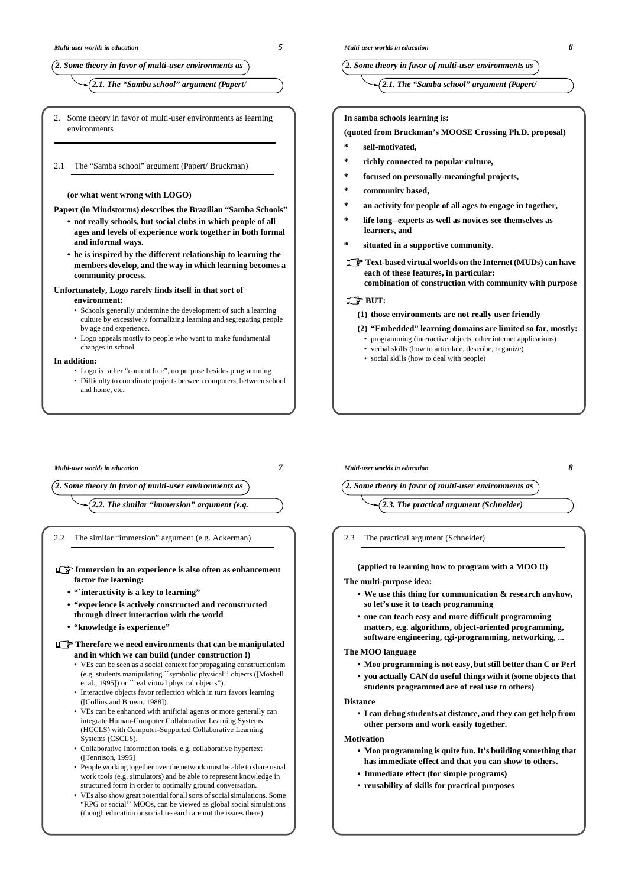## 2. Some theory in favor of multi-user environments as learning environments

### 2.1 The "Samba school" argument (Papert/ Bruckman)

**(or what went wrong with LOGO)**

**Papert (in Mindstorms) describes the Brazilian "Samba Schools"**

- **not really schools, but social clubs in which people of all ages and levels of experience work together in both formal and informal ways.**
- **he is inspired by the different relationship to learning the members develop, and the way in which learning becomes a community process.**

**Unfortunately, Logo rarely finds itself in that sort of environment:**

- Schools generally undermine the development of such a learning culture by excessively formalizing learning and segregating people by age and experience.
- Logo appeals mostly to people who want to make fundamental changes in school.

**In addition:**

- Logo is rather "content free", no purpose besides programming
- Difficulty to coordinate projects between computers, between school and home, etc.

**In samba schools learning is:**

**(quoted from Bruckman's MOOSE Crossing Ph.D. proposal)**

- **self-motivated,**
- **richly connected to popular culture,**
- **focused on personally-meaningful projects,**
- **community based,**
- **an activity for people of all ages to engage in together,**
- **life long--experts as well as novices see themselves as learners, and**
- **situated in a supportive community.**

☞ **Text-based virtual worlds on the Internet (MUDs) can have each of these features, in particular: combination of construction with community with purpose**

☞ **BUT:**

**(1) those environments are not really user friendly**

**(2) "Embedded" learning domains are limited so far, mostly:**

- programming (interactive objects, other internet applications)
- verbal skills (how to articulate, describe, organize)
- social skills (how to deal with people)

### 2.2 The similar "immersion" argument (e.g. Ackerman)

☞ **Immersion in an experience is also often as enhancement factor for learning:**

- **"`interactivity is a key to learning"**
- **"experience is actively constructed and reconstructed through direct interaction with the world**
- **"knowledge is experience"**

☞ **Therefore we need environments that can be manipulated and in which we can build (under construction !)**

- VEs can be seen as a social context for propagating constructionism (e.g. students manipulating ``symbolic physical'' objects ([Moshell et al., 1995]) or ``real virtual physical objects").
- Interactive objects favor reflection which in turn favors learning ([Collins and Brown, 1988]).
- VEs can be enhanced with artificial agents or more generally can integrate Human-Computer Collaborative Learning Systems (HCCLS) with Computer-Supported Collaborative Learning Systems (CSCLS).
- Collaborative Information tools, e.g. collaborative hypertext ([Tennison, 1995]
- People working together over the network must be able to share usual work tools (e.g. simulators) and be able to represent knowledge in structured form in order to optimally ground conversation.
- VEs also show great potential for all sorts of social simulations. Some "RPG or social'' MOOs, can be viewed as global social simulations (though education or social research are not the issues there).

### 2.3 The practical argument (Schneider)

**(applied to learning how to program with a MOO !!)**

**The multi-purpose idea:**

- **We use this thing for communication & research anyhow, so let's use it to teach programming**
- **one can teach easy and more difficult programming matters, e.g. algorithms, object-oriented programming, software engineering, cgi-programming, networking, ...**

**The MOO language**

- **Moo programming is not easy, but still better than C or Perl**
- **you actually CAN do useful things with it (some objects that students programmed are of real use to others)**

**Distance**

- **I can debug students at distance, and they can get help from other persons and work easily together.**

**Motivation**

- **Moo programming is quite fun. It's building something that has immediate effect and that you can show to others.**
- **Immediate effect (for simple programs)**
- **reusability of skills for practical purposes**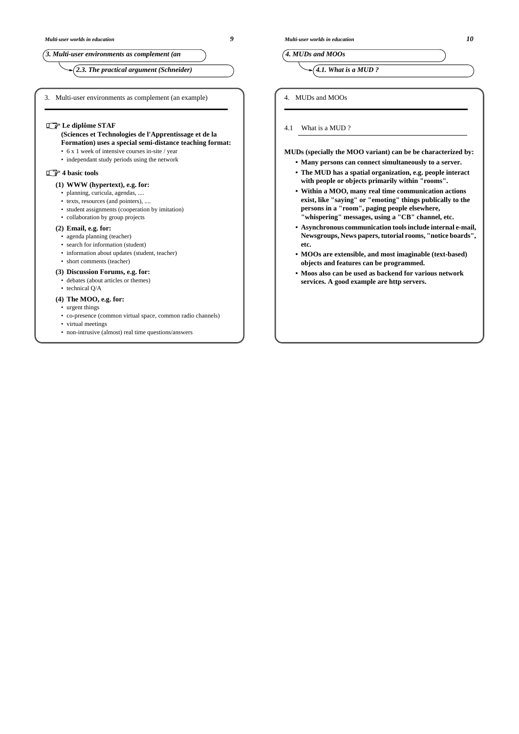## 3. Multi-user environments as complement (an example)

**Le diplôme STAF (Sciences et Technologies de l'Apprentissage et de la Formation) uses a special semi-distance teaching format:**

- 6 x 1 week of intensive courses in-site / year
- independant study periods using the network

**4 basic tools**

**(1) WWW (hypertext), e.g. for:**

- planning, curicula, agendas, ....
- texts, resources (and pointers), ....
- student assignments (cooperation by imitation)
- collaboration by group projects

**(2) Email, e.g. for:**

- agenda planning (teacher)
- search for information (student)
- information about updates (student, teacher)
- short comments (teacher)

**(3) Discussion Forums, e.g. for:**

- debates (about articles or themes)
- technical Q/A

**(4) The MOO, e.g. for:**

- urgent things
- co-presence (common virtual space, common radio channels)
- virtual meetings
- non-intrusive (almost) real time questions/answers

## 4. MUDs and MOOs

### 4.1 What is a MUD ?

**MUDs (specially the MOO variant) can be be characterized by:**

- **Many persons can connect simultaneously to a server.**
- **The MUD has a spatial organization, e.g. people interact with people or objects primarily within "rooms".**
- **Within a MOO, many real time communication actions exist, like "saying" or "emoting" things publically to the persons in a "room", paging people elsewhere, "whispering" messages, using a "CB" channel, etc.**
- **Asynchronous communication tools include internal e-mail, Newsgroups, News papers, tutorial rooms, "notice boards", etc.**
- **MOOs are extensible, and most imaginable (text-based) objects and features can be programmed.**
- **Moos also can be used as backend for various network services. A good example are http servers.**